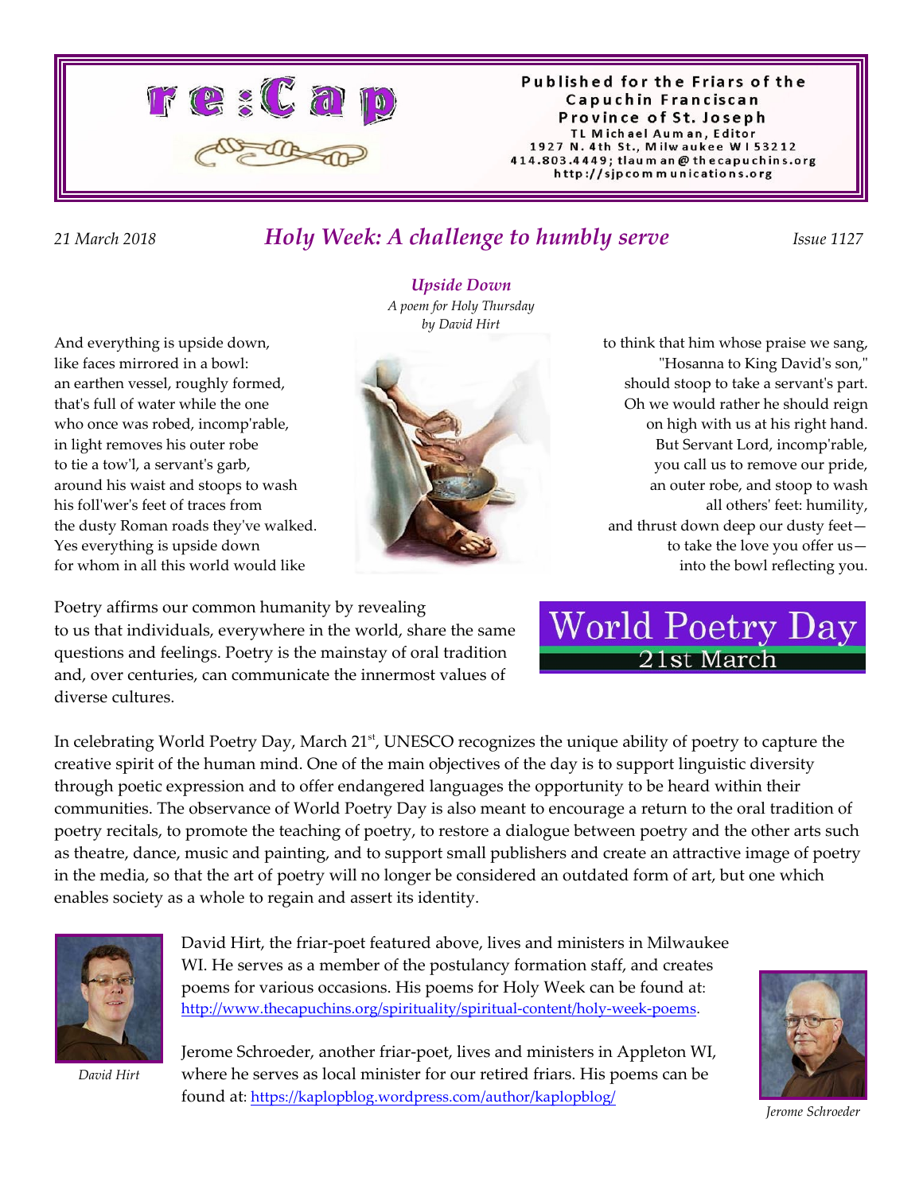# re:Cap

Published for the Friars of the Capuchin Franciscan Province of St. Joseph
TL Michael Auman, Editor
1927 N. 4th St., Milwaukee WI 53212
414.803.4449; tlauman@thecapuchins.org
http://sjpcommunications.org

*21 March 2018*

## *Holy Week: A challenge to humbly serve*

*Issue 1127*

### *Upside Down*

*A poem for Holy Thursday*
*by David Hirt*

And everything is upside down,
like faces mirrored in a bowl:
an earthen vessel, roughly formed,
that's full of water while the one
who once was robed, incomp'rable,
in light removes his outer robe
to tie a tow'l, a servant's garb,
around his waist and stoops to wash
his foll'wer's feet of traces from
the dusty Roman roads they've walked.
Yes everything is upside down
for whom in all this world would like
to think that him whose praise we sang,
"Hosanna to King David's son,"
should stoop to take a servant's part.
Oh we would rather he should reign
on high with us at his right hand.
But Servant Lord, incomp'rable,
you call us to remove our pride,
an outer robe, and stoop to wash
all others' feet: humility,
and thrust down deep our dusty feet—
to take the love you offer us—
into the bowl reflecting you.

World Poetry Day
21st March

Poetry affirms our common humanity by revealing to us that individuals, everywhere in the world, share the same questions and feelings. Poetry is the mainstay of oral tradition and, over centuries, can communicate the innermost values of diverse cultures.

In celebrating World Poetry Day, March 21st, UNESCO recognizes the unique ability of poetry to capture the creative spirit of the human mind. One of the main objectives of the day is to support linguistic diversity through poetic expression and to offer endangered languages the opportunity to be heard within their communities. The observance of World Poetry Day is also meant to encourage a return to the oral tradition of poetry recitals, to promote the teaching of poetry, to restore a dialogue between poetry and the other arts such as theatre, dance, music and painting, and to support small publishers and create an attractive image of poetry in the media, so that the art of poetry will no longer be considered an outdated form of art, but one which enables society as a whole to regain and assert its identity.

*David Hirt*

David Hirt, the friar-poet featured above, lives and ministers in Milwaukee WI. He serves as a member of the postulancy formation staff, and creates poems for various occasions. His poems for Holy Week can be found at: http://www.thecapuchins.org/spirituality/spiritual-content/holy-week-poems.

Jerome Schroeder, another friar-poet, lives and ministers in Appleton WI, where he serves as local minister for our retired friars. His poems can be found at: https://kaplopblog.wordpress.com/author/kaplopblog/

*Jerome Schroeder*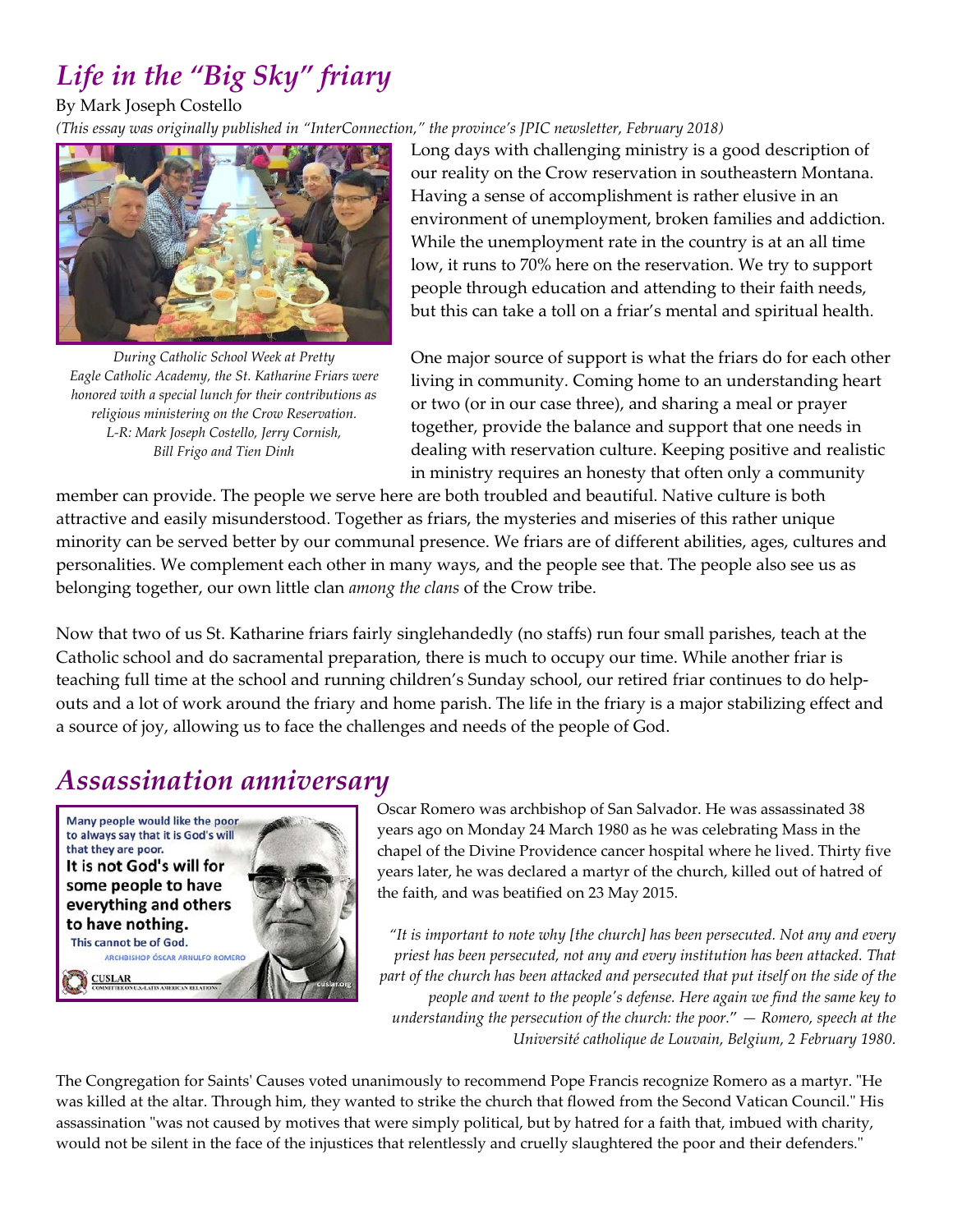# *Life in the "Big Sky" friary*

By Mark Joseph Costello

*(This essay was originally published in "InterConnection," the province's JPIC newsletter, February 2018)*

*During Catholic School Week at Pretty Eagle Catholic Academy, the St. Katharine Friars were honored with a special lunch for their contributions as religious ministering on the Crow Reservation. L-R: Mark Joseph Costello, Jerry Cornish, Bill Frigo and Tien Dinh*

Long days with challenging ministry is a good description of our reality on the Crow reservation in southeastern Montana. Having a sense of accomplishment is rather elusive in an environment of unemployment, broken families and addiction. While the unemployment rate in the country is at an all time low, it runs to 70% here on the reservation. We try to support people through education and attending to their faith needs, but this can take a toll on a friar's mental and spiritual health.

One major source of support is what the friars do for each other living in community. Coming home to an understanding heart or two (or in our case three), and sharing a meal or prayer together, provide the balance and support that one needs in dealing with reservation culture. Keeping positive and realistic in ministry requires an honesty that often only a community member can provide. The people we serve here are both troubled and beautiful. Native culture is both attractive and easily misunderstood. Together as friars, the mysteries and miseries of this rather unique minority can be served better by our communal presence. We friars are of different abilities, ages, cultures and personalities. We complement each other in many ways, and the people see that. The people also see us as belonging together, our own little clan *among the clans* of the Crow tribe.

Now that two of us St. Katharine friars fairly singlehandedly (no staffs) run four small parishes, teach at the Catholic school and do sacramental preparation, there is much to occupy our time. While another friar is teaching full time at the school and running children's Sunday school, our retired friar continues to do help-outs and a lot of work around the friary and home parish. The life in the friary is a major stabilizing effect and a source of joy, allowing us to face the challenges and needs of the people of God.

# *Assassination anniversary*

Many people would like the poor to always say that it is God's will that they are poor.
**It is not God's will for some people to have everything and others to have nothing.**
This cannot be of God.
ARCHBISHOP ÓSCAR ARNULFO ROMERO
CUSLAR COMMITTEE ON U.S.-LATIN AMERICAN RELATIONS
cuslar.org

Oscar Romero was archbishop of San Salvador. He was assassinated 38 years ago on Monday 24 March 1980 as he was celebrating Mass in the chapel of the Divine Providence cancer hospital where he lived. Thirty five years later, he was declared a martyr of the church, killed out of hatred of the faith, and was beatified on 23 May 2015.

*"It is important to note why [the church] has been persecuted. Not any and every priest has been persecuted, not any and every institution has been attacked. That part of the church has been attacked and persecuted that put itself on the side of the people and went to the people's defense. Here again we find the same key to understanding the persecution of the church: the poor." — Romero, speech at the Université catholique de Louvain, Belgium, 2 February 1980.*

The Congregation for Saints' Causes voted unanimously to recommend Pope Francis recognize Romero as a martyr. "He was killed at the altar. Through him, they wanted to strike the church that flowed from the Second Vatican Council." His assassination "was not caused by motives that were simply political, but by hatred for a faith that, imbued with charity, would not be silent in the face of the injustices that relentlessly and cruelly slaughtered the poor and their defenders."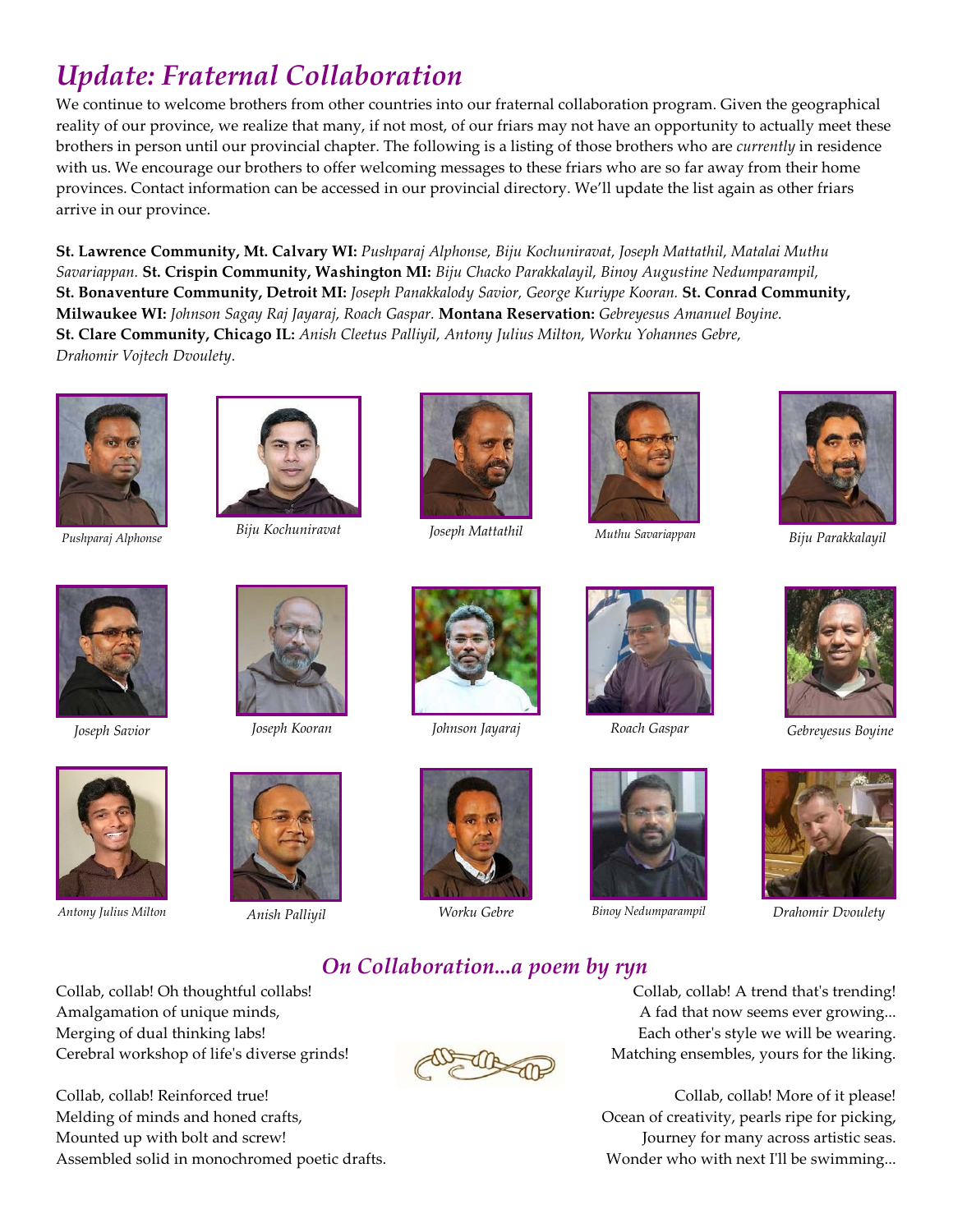# *Update: Fraternal Collaboration*

We continue to welcome brothers from other countries into our fraternal collaboration program. Given the geographical reality of our province, we realize that many, if not most, of our friars may not have an opportunity to actually meet these brothers in person until our provincial chapter. The following is a listing of those brothers who are *currently* in residence with us. We encourage our brothers to offer welcoming messages to these friars who are so far away from their home provinces. Contact information can be accessed in our provincial directory. We'll update the list again as other friars arrive in our province.

**St. Lawrence Community, Mt. Calvary WI:** *Pushparaj Alphonse, Biju Kochuniravat, Joseph Mattathil, Matalai Muthu Savariappan.* **St. Crispin Community, Washington MI:** *Biju Chacko Parakkalayil, Binoy Augustine Nedumparampil,* **St. Bonaventure Community, Detroit MI:** *Joseph Panakkalody Savior, George Kuriype Kooran.* **St. Conrad Community, Milwaukee WI:** *Johnson Sagay Raj Jayaraj, Roach Gaspar.* **Montana Reservation:** *Gebreyesus Amanuel Boyine.* **St. Clare Community, Chicago IL:** *Anish Cleetus Palliyil, Antony Julius Milton, Worku Yohannes Gebre, Drahomir Vojtech Dvoulety.*

*Pushparaj Alphonse*

*Biju Kochuniravat*

*Joseph Mattathil*

*Muthu Savariappan*

*Biju Parakkalayil*

*Joseph Savior*

*Joseph Kooran*

*Johnson Jayaraj*

*Roach Gaspar*

*Gebreyesus Boyine*

*Antony Julius Milton*

*Anish Palliyil*

*Worku Gebre*

*Binoy Nedumparampil*

*Drahomir Dvoulety*

## *On Collaboration...a poem by ryn*

Collab, collab! Oh thoughtful collabs!
Amalgamation of unique minds,
Merging of dual thinking labs!
Cerebral workshop of life's diverse grinds!

Collab, collab! Reinforced true!
Melding of minds and honed crafts,
Mounted up with bolt and screw!
Assembled solid in monochromed poetic drafts.

Collab, collab! A trend that's trending!
A fad that now seems ever growing...
Each other's style we will be wearing.
Matching ensembles, yours for the liking.

Collab, collab! More of it please!
Ocean of creativity, pearls ripe for picking,
Journey for many across artistic seas.
Wonder who with next I'll be swimming...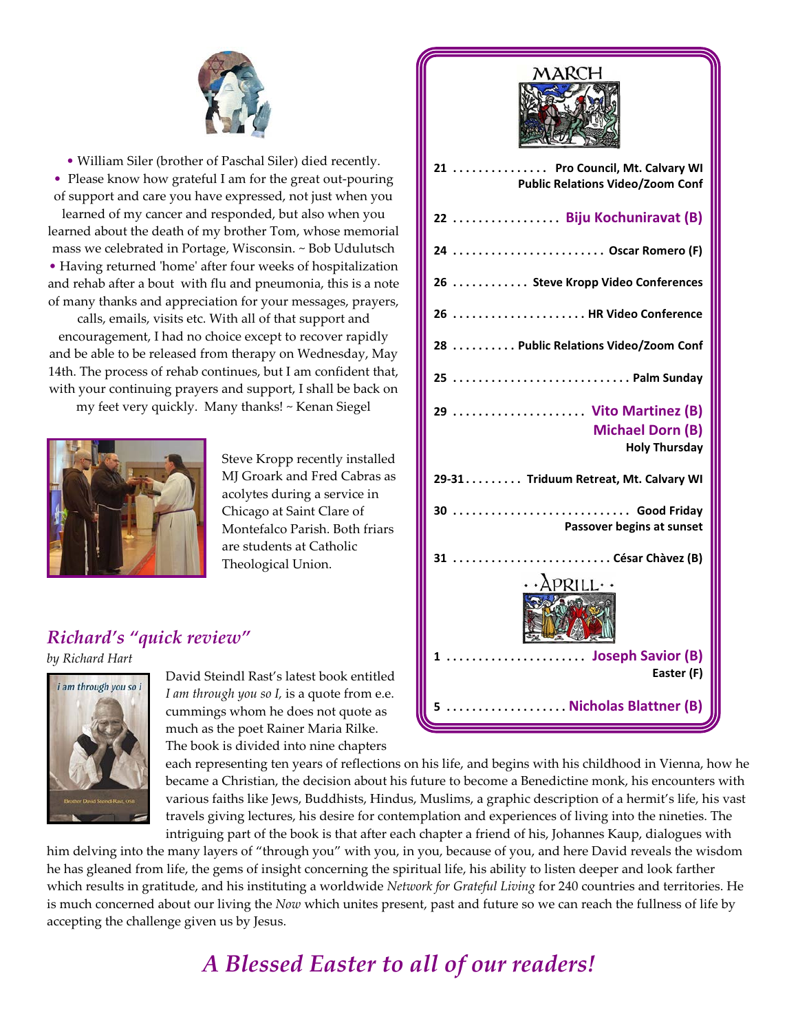• William Siler (brother of Paschal Siler) died recently.

• Please know how grateful I am for the great out-pouring of support and care you have expressed, not just when you learned of my cancer and responded, but also when you learned about the death of my brother Tom, whose memorial mass we celebrated in Portage, Wisconsin. ~ Bob Udulutsch

• Having returned 'home' after four weeks of hospitalization and rehab after a bout with flu and pneumonia, this is a note of many thanks and appreciation for your messages, prayers, calls, emails, visits etc. With all of that support and encouragement, I had no choice except to recover rapidly and be able to be released from therapy on Wednesday, May 14th. The process of rehab continues, but I am confident that, with your continuing prayers and support, I shall be back on my feet very quickly. Many thanks! ~ Kenan Siegel

Steve Kropp recently installed MJ Groark and Fred Cabras as acolytes during a service in Chicago at Saint Clare of Montefalco Parish. Both friars are students at Catholic Theological Union.

## *Richard's "quick review"*

*by Richard Hart*

David Steindl Rast's latest book entitled *I am through you so I,* is a quote from e.e. cummings whom he does not quote as much as the poet Rainer Maria Rilke. The book is divided into nine chapters each representing ten years of reflections on his life, and begins with his childhood in Vienna, how he became a Christian, the decision about his future to become a Benedictine monk, his encounters with various faiths like Jews, Buddhists, Hindus, Muslims, a graphic description of a hermit's life, his vast travels giving lectures, his desire for contemplation and experiences of living into the nineties. The intriguing part of the book is that after each chapter a friend of his, Johannes Kaup, dialogues with him delving into the many layers of "through you" with you, in you, because of you, and here David reveals the wisdom he has gleaned from life, the gems of insight concerning the spiritual life, his ability to listen deeper and look farther which results in gratitude, and his instituting a worldwide *Network for Grateful Living* for 240 countries and territories. He is much concerned about our living the *Now* which unites present, past and future so we can reach the fullness of life by accepting the challenge given us by Jesus.

## MARCH

21 ............... **Pro Council, Mt. Calvary WI**
**Public Relations Video/Zoom Conf**

22 ................. **Biju Kochuniravat (B)**

24 ........................ **Oscar Romero (F)**

26 ............ **Steve Kropp Video Conferences**

26 ..................... **HR Video Conference**

28 .......... **Public Relations Video/Zoom Conf**

25 ............................ **Palm Sunday**

29 ..................... **Vito Martinez (B)**
**Michael Dorn (B)**
**Holy Thursday**

29-31......... **Triduum Retreat, Mt. Calvary WI**

30 ............................ **Good Friday**
**Passover begins at sunset**

31 ......................... **César Chàvez (B)**

## APRILL

1 ...................... **Joseph Savior (B)**
**Easter (F)**

5 ................... **Nicholas Blattner (B)**

# *A Blessed Easter to all of our readers!*